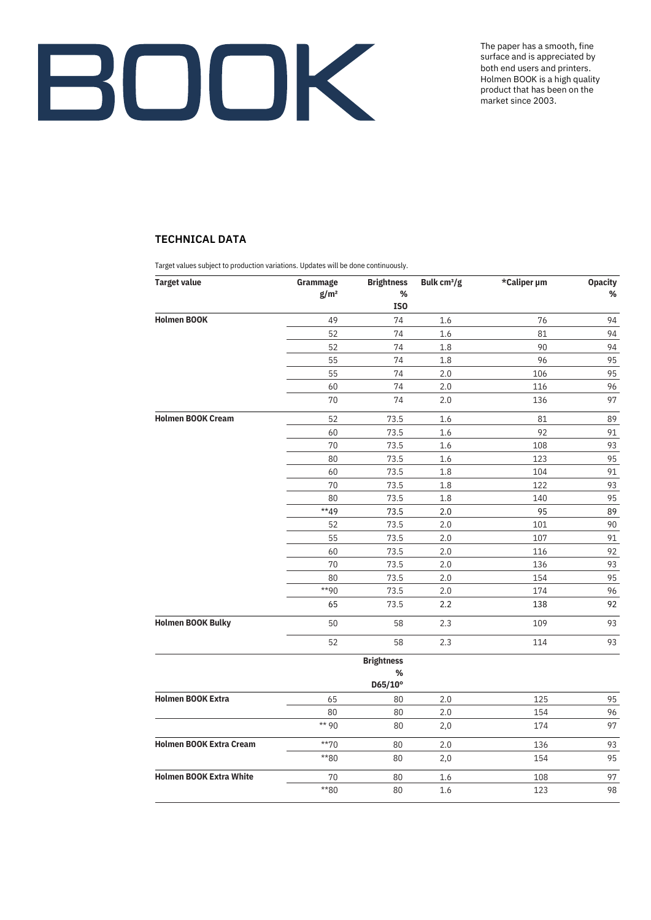# BOOK

The paper has a smooth, fine surface and is appreciated by both end users and printers. Holmen BOOK is a high quality product that has been on the market since 2003.

## TECHNICAL DATA

Target values subject to production variations. Updates will be done continuously.

| Target value | Grammage g/m² | Brightness % ISO | Bulk cm³/g | *Caliper µm | Opacity % |
|---|---|---|---|---|---|
| **Holmen BOOK** | 49 | 74 | 1.6 | 76 | 94 |
| | 52 | 74 | 1.6 | 81 | 94 |
| | 52 | 74 | 1.8 | 90 | 94 |
| | 55 | 74 | 1.8 | 96 | 95 |
| | 55 | 74 | 2.0 | 106 | 95 |
| | 60 | 74 | 2.0 | 116 | 96 |
| | 70 | 74 | 2.0 | 136 | 97 |
| **Holmen BOOK Cream** | 52 | 73.5 | 1.6 | 81 | 89 |
| | 60 | 73.5 | 1.6 | 92 | 91 |
| | 70 | 73.5 | 1.6 | 108 | 93 |
| | 80 | 73.5 | 1.6 | 123 | 95 |
| | 60 | 73.5 | 1.8 | 104 | 91 |
| | 70 | 73.5 | 1.8 | 122 | 93 |
| | 80 | 73.5 | 1.8 | 140 | 95 |
| | **49 | 73.5 | 2.0 | 95 | 89 |
| | 52 | 73.5 | 2.0 | 101 | 90 |
| | 55 | 73.5 | 2.0 | 107 | 91 |
| | 60 | 73.5 | 2.0 | 116 | 92 |
| | 70 | 73.5 | 2.0 | 136 | 93 |
| | 80 | 73.5 | 2.0 | 154 | 95 |
| | **90 | 73.5 | 2.0 | 174 | 96 |
| | 65 | 73.5 | 2.2 | 138 | 92 |
| **Holmen BOOK Bulky** | 50 | 58 | 2.3 | 109 | 93 |
| | 52 | 58 | 2.3 | 114 | 93 |
| | | **Brightness % D65/10°** | | | |
| **Holmen BOOK Extra** | 65 | 80 | 2.0 | 125 | 95 |
| | 80 | 80 | 2.0 | 154 | 96 |
| | ** 90 | 80 | 2,0 | 174 | 97 |
| **Holmen BOOK Extra Cream** | **70 | 80 | 2.0 | 136 | 93 |
| | **80 | 80 | 2,0 | 154 | 95 |
| **Holmen BOOK Extra White** | 70 | 80 | 1.6 | 108 | 97 |
| | **80 | 80 | 1.6 | 123 | 98 |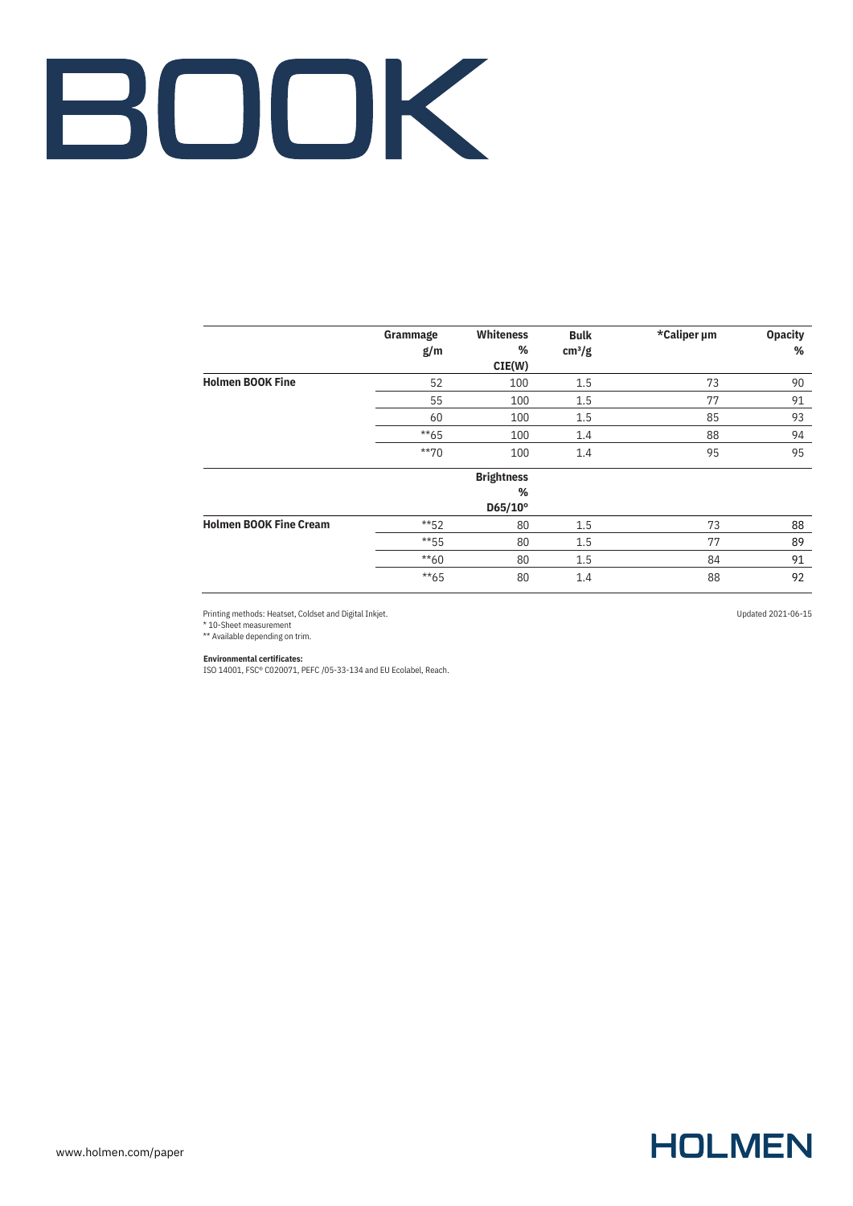# BOOK

| | Grammage g/m | Whiteness % CIE(W) | Bulk $cm^3/g$ | *Caliper µm | Opacity % |
|---|---|---|---|---|---|
| **Holmen BOOK Fine** | 52 | 100 | 1.5 | 73 | 90 |
| | 55 | 100 | 1.5 | 77 | 91 |
| | 60 | 100 | 1.5 | 85 | 93 |
| | **65 | 100 | 1.4 | 88 | 94 |
| | **70 | 100 | 1.4 | 95 | 95 |
| | | **Brightness % D65/10°** | | | |
| **Holmen BOOK Fine Cream** | **52 | 80 | 1.5 | 73 | 88 |
| | **55 | 80 | 1.5 | 77 | 89 |
| | **60 | 80 | 1.5 | 84 | 91 |
| | **65 | 80 | 1.4 | 88 | 92 |

Printing methods: Heatset, Coldset and Digital Inkjet.

* 10-Sheet measurement

** Available depending on trim.

Updated 2021-06-15

**Environmental certificates:**
ISO 14001, FSC® C020071, PEFC /05-33-134 and EU Ecolabel, Reach.

www.holmen.com/paper

HOLMEN